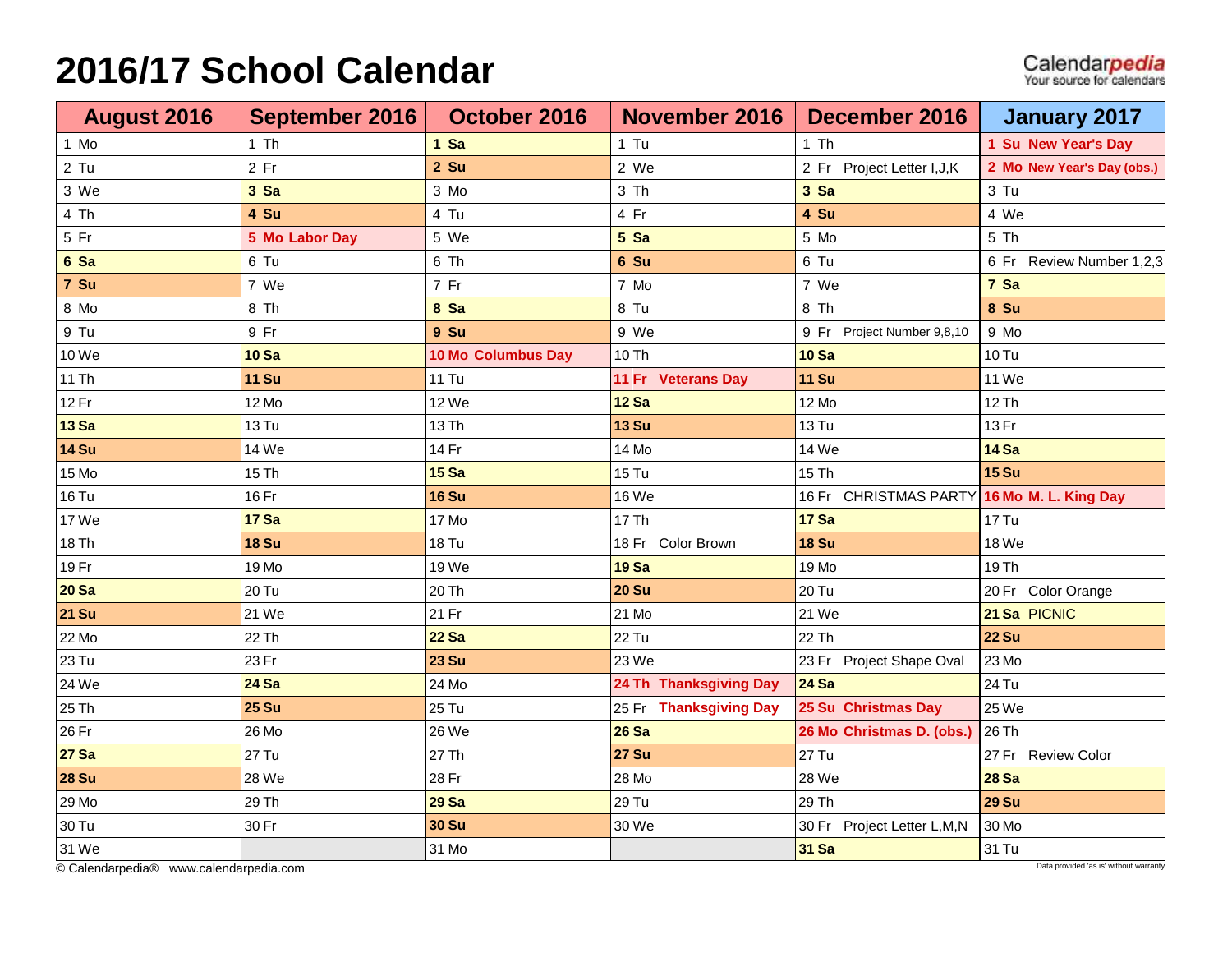# 2016/17 School Calendar

Calendarpedia
Your source for calendars

| August 2016 | September 2016 | October 2016 | November 2016 | December 2016 | January 2017 |
|---|---|---|---|---|---|
| 1 Mo | 1 Th | **1 Sa** | 1 Tu | 1 Th | **1 Su New Year's Day** |
| 2 Tu | 2 Fr | **2 Su** | 2 We | 2 Fr Project Letter I,J,K | **2 Mo New Year's Day (obs.)** |
| 3 We | **3 Sa** | 3 Mo | 3 Th | **3 Sa** | 3 Tu |
| 4 Th | **4 Su** | 4 Tu | 4 Fr | **4 Su** | 4 We |
| 5 Fr | **5 Mo Labor Day** | 5 We | **5 Sa** | 5 Mo | 5 Th |
| **6 Sa** | 6 Tu | 6 Th | **6 Su** | 6 Tu | 6 Fr Review Number 1,2,3 |
| **7 Su** | 7 We | 7 Fr | 7 Mo | 7 We | **7 Sa** |
| 8 Mo | 8 Th | **8 Sa** | 8 Tu | 8 Th | **8 Su** |
| 9 Tu | 9 Fr | **9 Su** | 9 We | 9 Fr Project Number 9,8,10 | 9 Mo |
| 10 We | **10 Sa** | **10 Mo Columbus Day** | 10 Th | **10 Sa** | 10 Tu |
| 11 Th | **11 Su** | 11 Tu | **11 Fr Veterans Day** | **11 Su** | 11 We |
| 12 Fr | 12 Mo | 12 We | **12 Sa** | 12 Mo | 12 Th |
| **13 Sa** | 13 Tu | 13 Th | **13 Su** | 13 Tu | 13 Fr |
| **14 Su** | 14 We | 14 Fr | 14 Mo | 14 We | **14 Sa** |
| 15 Mo | 15 Th | **15 Sa** | 15 Tu | 15 Th | **15 Su** |
| 16 Tu | 16 Fr | **16 Su** | 16 We | 16 Fr CHRISTMAS PARTY | **16 Mo M. L. King Day** |
| 17 We | **17 Sa** | 17 Mo | 17 Th | **17 Sa** | 17 Tu |
| 18 Th | **18 Su** | 18 Tu | 18 Fr Color Brown | **18 Su** | 18 We |
| 19 Fr | 19 Mo | 19 We | **19 Sa** | 19 Mo | 19 Th |
| **20 Sa** | 20 Tu | 20 Th | **20 Su** | 20 Tu | 20 Fr Color Orange |
| **21 Su** | 21 We | 21 Fr | 21 Mo | 21 We | **21 Sa** PICNIC |
| 22 Mo | 22 Th | **22 Sa** | 22 Tu | 22 Th | **22 Su** |
| 23 Tu | 23 Fr | **23 Su** | 23 We | 23 Fr Project Shape Oval | 23 Mo |
| 24 We | **24 Sa** | 24 Mo | **24 Th Thanksgiving Day** | **24 Sa** | 24 Tu |
| 25 Th | **25 Su** | 25 Tu | 25 Fr **Thanksgiving Day** | **25 Su Christmas Day** | 25 We |
| 26 Fr | 26 Mo | 26 We | **26 Sa** | **26 Mo Christmas D. (obs.)** | 26 Th |
| **27 Sa** | 27 Tu | 27 Th | **27 Su** | 27 Tu | 27 Fr Review Color |
| **28 Su** | 28 We | 28 Fr | 28 Mo | 28 We | **28 Sa** |
| 29 Mo | 29 Th | **29 Sa** | 29 Tu | 29 Th | **29 Su** |
| 30 Tu | 30 Fr | **30 Su** | 30 We | 30 Fr Project Letter L,M,N | 30 Mo |
| 31 We | | 31 Mo | | **31 Sa** | 31 Tu |

© Calendarpedia® www.calendarpedia.com

Data provided 'as is' without warranty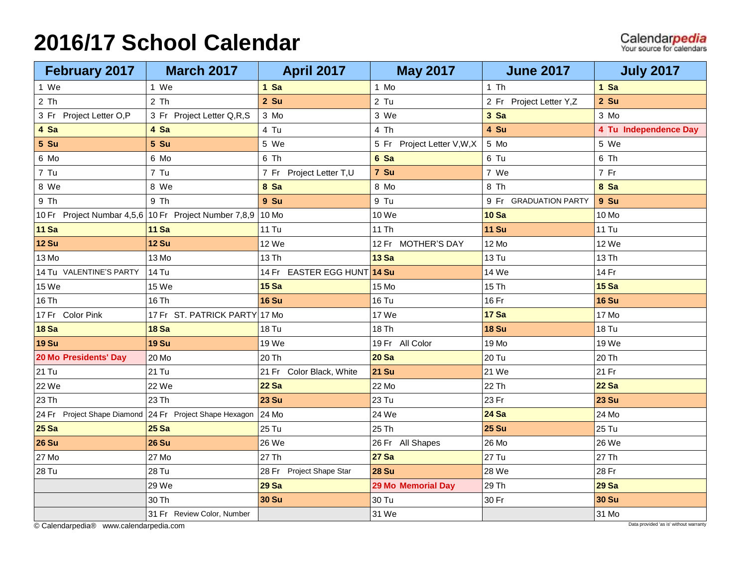# 2016/17 School Calendar

| February 2017 | March 2017 | April 2017 | May 2017 | June 2017 | July 2017 |
|---|---|---|---|---|---|
| 1 We | 1 We | **1 Sa** | 1 Mo | 1 Th | **1 Sa** |
| 2 Th | 2 Th | **2 Su** | 2 Tu | 2 Fr Project Letter Y,Z | **2 Su** |
| 3 Fr Project Letter O,P | 3 Fr Project Letter Q,R,S | 3 Mo | 3 We | **3 Sa** | 3 Mo |
| **4 Sa** | **4 Sa** | 4 Tu | 4 Th | **4 Su** | **4 Tu Independence Day** |
| **5 Su** | **5 Su** | 5 We | 5 Fr Project Letter V,W,X | 5 Mo | 5 We |
| 6 Mo | 6 Mo | 6 Th | **6 Sa** | 6 Tu | 6 Th |
| 7 Tu | 7 Tu | 7 Fr Project Letter T,U | **7 Su** | 7 We | 7 Fr |
| 8 We | 8 We | **8 Sa** | 8 Mo | 8 Th | **8 Sa** |
| 9 Th | 9 Th | **9 Su** | 9 Tu | 9 Fr GRADUATION PARTY | **9 Su** |
| 10 Fr Project Numbar 4,5,6 | 10 Fr Project Number 7,8,9 | 10 Mo | 10 We | **10 Sa** | 10 Mo |
| **11 Sa** | **11 Sa** | 11 Tu | 11 Th | **11 Su** | 11 Tu |
| **12 Su** | **12 Su** | 12 We | 12 Fr MOTHER'S DAY | 12 Mo | 12 We |
| 13 Mo | 13 Mo | 13 Th | **13 Sa** | 13 Tu | 13 Th |
| 14 Tu VALENTINE'S PARTY | 14 Tu | 14 Fr EASTER EGG HUNT | **14 Su** | 14 We | 14 Fr |
| 15 We | 15 We | **15 Sa** | 15 Mo | 15 Th | **15 Sa** |
| 16 Th | 16 Th | **16 Su** | 16 Tu | 16 Fr | **16 Su** |
| 17 Fr Color Pink | 17 Fr ST. PATRICK PARTY | 17 Mo | 17 We | **17 Sa** | 17 Mo |
| **18 Sa** | **18 Sa** | 18 Tu | 18 Th | **18 Su** | 18 Tu |
| **19 Su** | **19 Su** | 19 We | 19 Fr All Color | 19 Mo | 19 We |
| **20 Mo Presidents' Day** | 20 Mo | 20 Th | **20 Sa** | 20 Tu | 20 Th |
| 21 Tu | 21 Tu | 21 Fr Color Black, White | **21 Su** | 21 We | 21 Fr |
| 22 We | 22 We | **22 Sa** | 22 Mo | 22 Th | **22 Sa** |
| 23 Th | 23 Th | **23 Su** | 23 Tu | 23 Fr | **23 Su** |
| 24 Fr Project Shape Diamond | 24 Fr Project Shape Hexagon | 24 Mo | 24 We | **24 Sa** | 24 Mo |
| **25 Sa** | **25 Sa** | 25 Tu | 25 Th | **25 Su** | 25 Tu |
| **26 Su** | **26 Su** | 26 We | 26 Fr All Shapes | 26 Mo | 26 We |
| 27 Mo | 27 Mo | 27 Th | **27 Sa** | 27 Tu | 27 Th |
| 28 Tu | 28 Tu | 28 Fr Project Shape Star | **28 Su** | 28 We | 28 Fr |
| | 29 We | **29 Sa** | **29 Mo Memorial Day** | 29 Th | **29 Sa** |
| | 30 Th | **30 Su** | 30 Tu | 30 Fr | **30 Su** |
| | 31 Fr Review Color, Number | | 31 We | | 31 Mo |

© Calendarpedia® www.calendarpedia.com

Data provided 'as is' without warranty